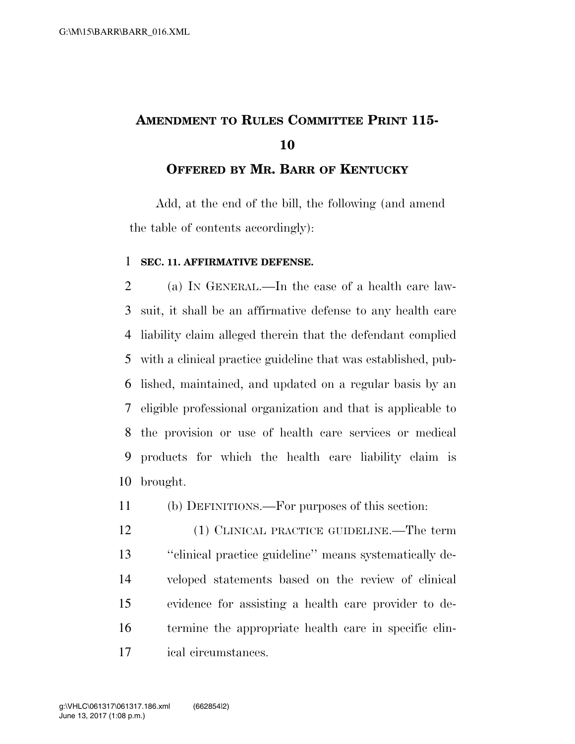# AMENDMENT TO RULES COMMITTEE PRINT 115-10

## OFFERED BY MR. BARR OF KENTUCKY

Add, at the end of the bill, the following (and amend the table of contents accordingly):

**SEC. 11. AFFIRMATIVE DEFENSE.**

(a) IN GENERAL.—In the case of a health care lawsuit, it shall be an affirmative defense to any health care liability claim alleged therein that the defendant complied with a clinical practice guideline that was established, published, maintained, and updated on a regular basis by an eligible professional organization and that is applicable to the provision or use of health care services or medical products for which the health care liability claim is brought.

(b) DEFINITIONS.—For purposes of this section:

(1) CLINICAL PRACTICE GUIDELINE.—The term ''clinical practice guideline'' means systematically developed statements based on the review of clinical evidence for assisting a health care provider to determine the appropriate health care in specific clinical circumstances.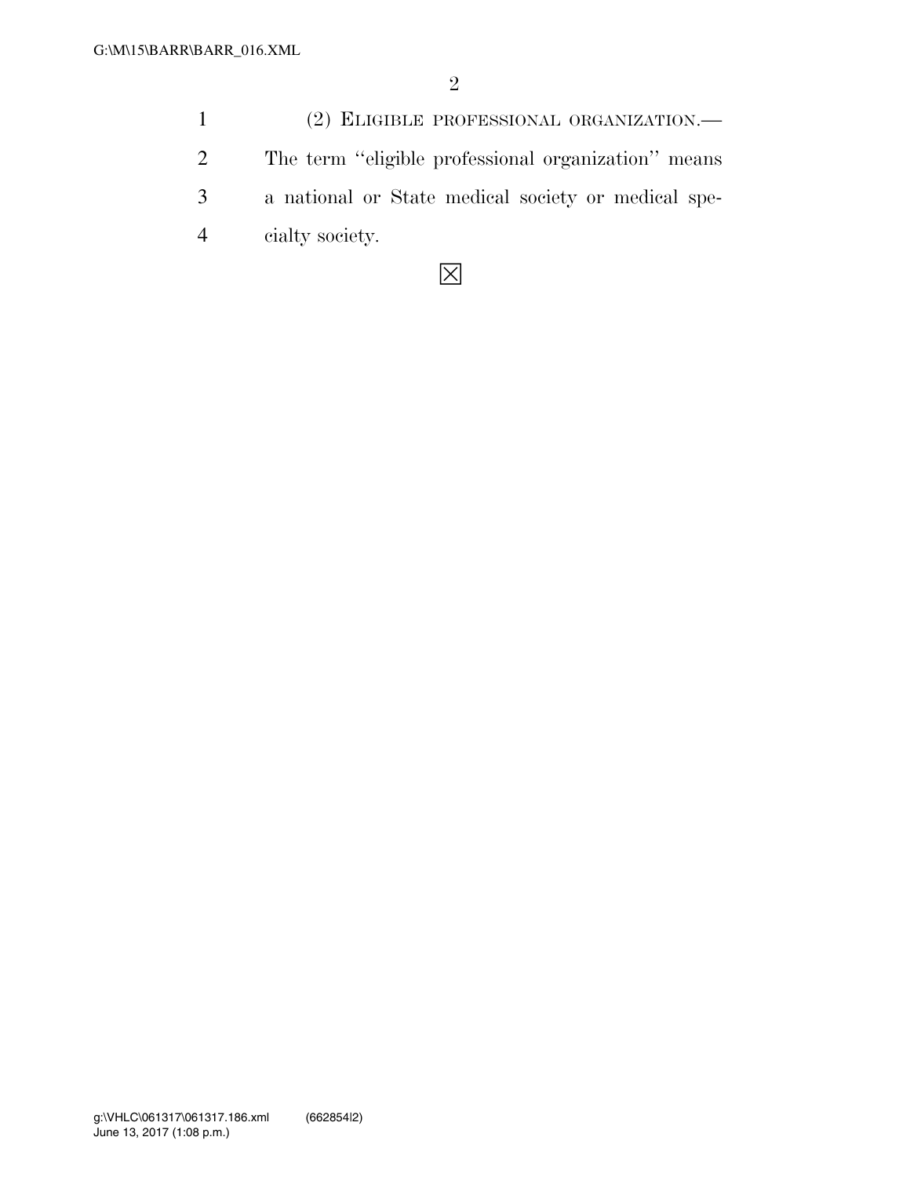(2) ELIGIBLE PROFESSIONAL ORGANIZATION.—The term "eligible professional organization" means a national or State medical society or medical specialty society.